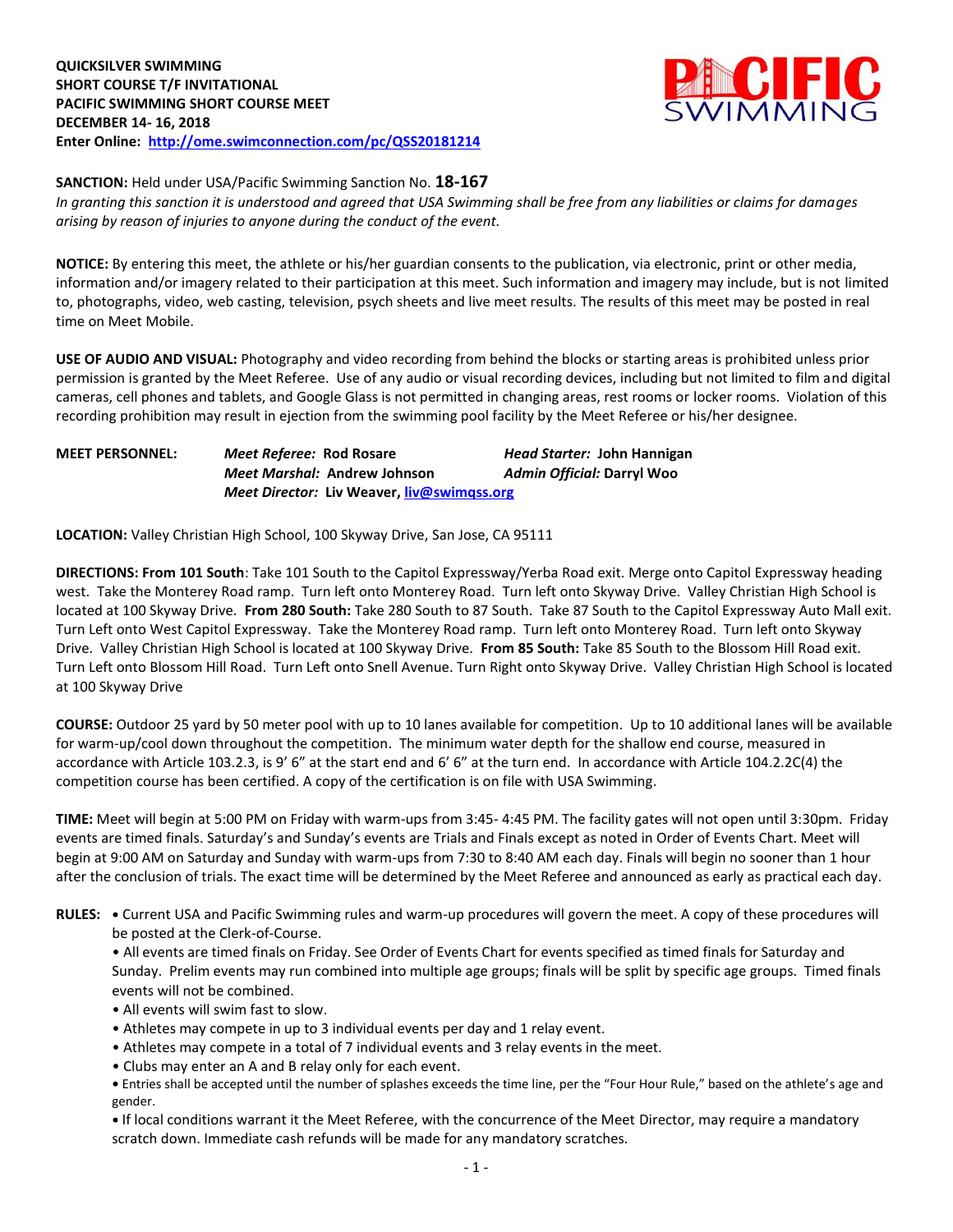**QUICKSILVER SWIMMING**
**SHORT COURSE T/F INVITATIONAL**
**PACIFIC SWIMMING SHORT COURSE MEET**
**DECEMBER 14- 16, 2018**
**Enter Online: http://ome.swimconnection.com/pc/QSS20181214**

**SANCTION:** Held under USA/Pacific Swimming Sanction No. **18-167**
*In granting this sanction it is understood and agreed that USA Swimming shall be free from any liabilities or claims for damages arising by reason of injuries to anyone during the conduct of the event.*

**NOTICE:** By entering this meet, the athlete or his/her guardian consents to the publication, via electronic, print or other media, information and/or imagery related to their participation at this meet. Such information and imagery may include, but is not limited to, photographs, video, web casting, television, psych sheets and live meet results. The results of this meet may be posted in real time on Meet Mobile.

**USE OF AUDIO AND VISUAL:** Photography and video recording from behind the blocks or starting areas is prohibited unless prior permission is granted by the Meet Referee. Use of any audio or visual recording devices, including but not limited to film and digital cameras, cell phones and tablets, and Google Glass is not permitted in changing areas, rest rooms or locker rooms. Violation of this recording prohibition may result in ejection from the swimming pool facility by the Meet Referee or his/her designee.

**MEET PERSONNEL:** *Meet Referee:* **Rod Rosare** *Head Starter:* **John Hannigan**
*Meet Marshal:* **Andrew Johnson** *Admin Official:* **Darryl Woo**
*Meet Director:* **Liv Weaver, liv@swimqss.org**

**LOCATION:** Valley Christian High School, 100 Skyway Drive, San Jose, CA 95111

**DIRECTIONS: From 101 South**: Take 101 South to the Capitol Expressway/Yerba Road exit. Merge onto Capitol Expressway heading west. Take the Monterey Road ramp. Turn left onto Monterey Road. Turn left onto Skyway Drive. Valley Christian High School is located at 100 Skyway Drive. **From 280 South:** Take 280 South to 87 South. Take 87 South to the Capitol Expressway Auto Mall exit. Turn Left onto West Capitol Expressway. Take the Monterey Road ramp. Turn left onto Monterey Road. Turn left onto Skyway Drive. Valley Christian High School is located at 100 Skyway Drive. **From 85 South:** Take 85 South to the Blossom Hill Road exit. Turn Left onto Blossom Hill Road. Turn Left onto Snell Avenue. Turn Right onto Skyway Drive. Valley Christian High School is located at 100 Skyway Drive

**COURSE:** Outdoor 25 yard by 50 meter pool with up to 10 lanes available for competition. Up to 10 additional lanes will be available for warm-up/cool down throughout the competition. The minimum water depth for the shallow end course, measured in accordance with Article 103.2.3, is 9' 6" at the start end and 6' 6" at the turn end. In accordance with Article 104.2.2C(4) the competition course has been certified. A copy of the certification is on file with USA Swimming.

**TIME:** Meet will begin at 5:00 PM on Friday with warm-ups from 3:45- 4:45 PM. The facility gates will not open until 3:30pm. Friday events are timed finals. Saturday's and Sunday's events are Trials and Finals except as noted in Order of Events Chart. Meet will begin at 9:00 AM on Saturday and Sunday with warm-ups from 7:30 to 8:40 AM each day. Finals will begin no sooner than 1 hour after the conclusion of trials. The exact time will be determined by the Meet Referee and announced as early as practical each day.

**RULES:**
- Current USA and Pacific Swimming rules and warm-up procedures will govern the meet. A copy of these procedures will be posted at the Clerk-of-Course.
- All events are timed finals on Friday. See Order of Events Chart for events specified as timed finals for Saturday and Sunday. Prelim events may run combined into multiple age groups; finals will be split by specific age groups. Timed finals events will not be combined.
- All events will swim fast to slow.
- Athletes may compete in up to 3 individual events per day and 1 relay event.
- Athletes may compete in a total of 7 individual events and 3 relay events in the meet.
- Clubs may enter an A and B relay only for each event.
- Entries shall be accepted until the number of splashes exceeds the time line, per the "Four Hour Rule," based on the athlete's age and gender.
- If local conditions warrant it the Meet Referee, with the concurrence of the Meet Director, may require a mandatory scratch down. Immediate cash refunds will be made for any mandatory scratches.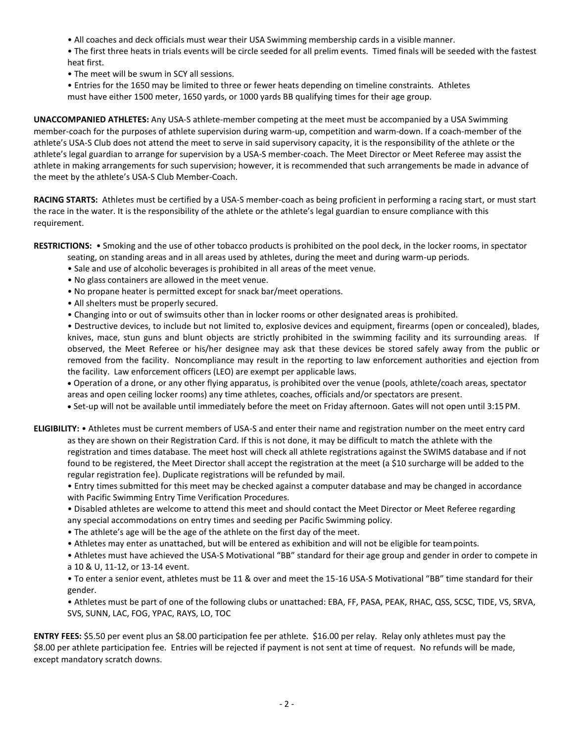- All coaches and deck officials must wear their USA Swimming membership cards in a visible manner.
- The first three heats in trials events will be circle seeded for all prelim events. Timed finals will be seeded with the fastest heat first.
- The meet will be swum in SCY all sessions.
- Entries for the 1650 may be limited to three or fewer heats depending on timeline constraints. Athletes must have either 1500 meter, 1650 yards, or 1000 yards BB qualifying times for their age group.

**UNACCOMPANIED ATHLETES:** Any USA-S athlete-member competing at the meet must be accompanied by a USA Swimming member-coach for the purposes of athlete supervision during warm-up, competition and warm-down. If a coach-member of the athlete's USA-S Club does not attend the meet to serve in said supervisory capacity, it is the responsibility of the athlete or the athlete's legal guardian to arrange for supervision by a USA-S member-coach. The Meet Director or Meet Referee may assist the athlete in making arrangements for such supervision; however, it is recommended that such arrangements be made in advance of the meet by the athlete's USA-S Club Member-Coach.

**RACING STARTS:** Athletes must be certified by a USA-S member-coach as being proficient in performing a racing start, or must start the race in the water. It is the responsibility of the athlete or the athlete's legal guardian to ensure compliance with this requirement.

**RESTRICTIONS:**
- Smoking and the use of other tobacco products is prohibited on the pool deck, in the locker rooms, in spectator seating, on standing areas and in all areas used by athletes, during the meet and during warm-up periods.
- Sale and use of alcoholic beverages is prohibited in all areas of the meet venue.
- No glass containers are allowed in the meet venue.
- No propane heater is permitted except for snack bar/meet operations.
- All shelters must be properly secured.
- Changing into or out of swimsuits other than in locker rooms or other designated areas is prohibited.
- Destructive devices, to include but not limited to, explosive devices and equipment, firearms (open or concealed), blades, knives, mace, stun guns and blunt objects are strictly prohibited in the swimming facility and its surrounding areas. If observed, the Meet Referee or his/her designee may ask that these devices be stored safely away from the public or removed from the facility. Noncompliance may result in the reporting to law enforcement authorities and ejection from the facility. Law enforcement officers (LEO) are exempt per applicable laws.
- Operation of a drone, or any other flying apparatus, is prohibited over the venue (pools, athlete/coach areas, spectator areas and open ceiling locker rooms) any time athletes, coaches, officials and/or spectators are present.
- Set-up will not be available until immediately before the meet on Friday afternoon. Gates will not open until 3:15 PM.

**ELIGIBILITY:**
- Athletes must be current members of USA-S and enter their name and registration number on the meet entry card as they are shown on their Registration Card. If this is not done, it may be difficult to match the athlete with the registration and times database. The meet host will check all athlete registrations against the SWIMS database and if not found to be registered, the Meet Director shall accept the registration at the meet (a $10 surcharge will be added to the regular registration fee). Duplicate registrations will be refunded by mail.
- Entry times submitted for this meet may be checked against a computer database and may be changed in accordance with Pacific Swimming Entry Time Verification Procedures.
- Disabled athletes are welcome to attend this meet and should contact the Meet Director or Meet Referee regarding any special accommodations on entry times and seeding per Pacific Swimming policy.
- The athlete's age will be the age of the athlete on the first day of the meet.
- Athletes may enter as unattached, but will be entered as exhibition and will not be eligible for team points.
- Athletes must have achieved the USA-S Motivational "BB" standard for their age group and gender in order to compete in a 10 & U, 11-12, or 13-14 event.
- To enter a senior event, athletes must be 11 & over and meet the 15-16 USA-S Motivational "BB" time standard for their gender.
- Athletes must be part of one of the following clubs or unattached: EBA, FF, PASA, PEAK, RHAC, QSS, SCSC, TIDE, VS, SRVA, SVS, SUNN, LAC, FOG, YPAC, RAYS, LO, TOC

**ENTRY FEES:** $5.50 per event plus an $8.00 participation fee per athlete. $16.00 per relay. Relay only athletes must pay the $8.00 per athlete participation fee. Entries will be rejected if payment is not sent at time of request. No refunds will be made, except mandatory scratch downs.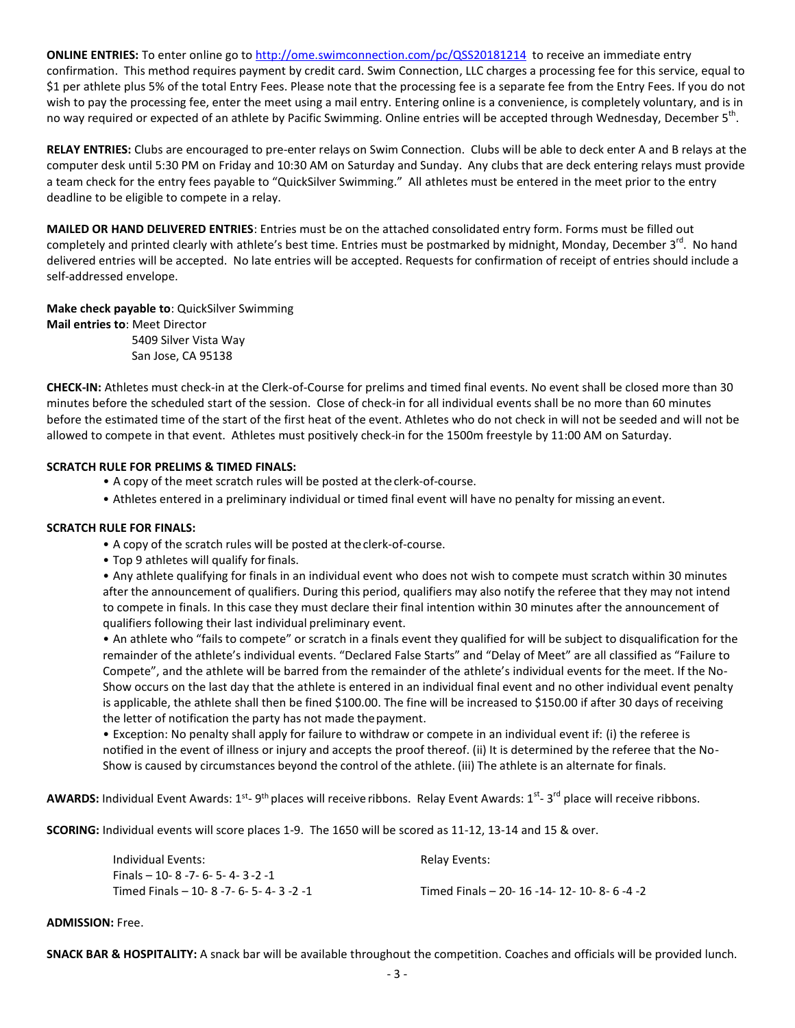**ONLINE ENTRIES:** To enter online go to http://ome.swimconnection.com/pc/QSS20181214 to receive an immediate entry confirmation. This method requires payment by credit card. Swim Connection, LLC charges a processing fee for this service, equal to \$1 per athlete plus 5% of the total Entry Fees. Please note that the processing fee is a separate fee from the Entry Fees. If you do not wish to pay the processing fee, enter the meet using a mail entry. Entering online is a convenience, is completely voluntary, and is in no way required or expected of an athlete by Pacific Swimming. Online entries will be accepted through Wednesday, December 5th.

**RELAY ENTRIES:** Clubs are encouraged to pre-enter relays on Swim Connection. Clubs will be able to deck enter A and B relays at the computer desk until 5:30 PM on Friday and 10:30 AM on Saturday and Sunday. Any clubs that are deck entering relays must provide a team check for the entry fees payable to "QuickSilver Swimming." All athletes must be entered in the meet prior to the entry deadline to be eligible to compete in a relay.

**MAILED OR HAND DELIVERED ENTRIES**: Entries must be on the attached consolidated entry form. Forms must be filled out completely and printed clearly with athlete's best time. Entries must be postmarked by midnight, Monday, December 3rd. No hand delivered entries will be accepted. No late entries will be accepted. Requests for confirmation of receipt of entries should include a self-addressed envelope.

**Make check payable to**: QuickSilver Swimming
**Mail entries to**: Meet Director
5409 Silver Vista Way
San Jose, CA 95138

**CHECK-IN:** Athletes must check-in at the Clerk-of-Course for prelims and timed final events. No event shall be closed more than 30 minutes before the scheduled start of the session. Close of check-in for all individual events shall be no more than 60 minutes before the estimated time of the start of the first heat of the event. Athletes who do not check in will not be seeded and will not be allowed to compete in that event. Athletes must positively check-in for the 1500m freestyle by 11:00 AM on Saturday.

**SCRATCH RULE FOR PRELIMS & TIMED FINALS:**

- A copy of the meet scratch rules will be posted at the clerk-of-course.
- Athletes entered in a preliminary individual or timed final event will have no penalty for missing an event.

**SCRATCH RULE FOR FINALS:**

- A copy of the scratch rules will be posted at the clerk-of-course.
- Top 9 athletes will qualify for finals.
- Any athlete qualifying for finals in an individual event who does not wish to compete must scratch within 30 minutes after the announcement of qualifiers. During this period, qualifiers may also notify the referee that they may not intend to compete in finals. In this case they must declare their final intention within 30 minutes after the announcement of qualifiers following their last individual preliminary event.
- An athlete who "fails to compete" or scratch in a finals event they qualified for will be subject to disqualification for the remainder of the athlete's individual events. "Declared False Starts" and "Delay of Meet" are all classified as "Failure to Compete", and the athlete will be barred from the remainder of the athlete's individual events for the meet. If the No-Show occurs on the last day that the athlete is entered in an individual final event and no other individual event penalty is applicable, the athlete shall then be fined \$100.00. The fine will be increased to \$150.00 if after 30 days of receiving the letter of notification the party has not made the payment.
- Exception: No penalty shall apply for failure to withdraw or compete in an individual event if: (i) the referee is notified in the event of illness or injury and accepts the proof thereof. (ii) It is determined by the referee that the No-Show is caused by circumstances beyond the control of the athlete. (iii) The athlete is an alternate for finals.

**AWARDS:** Individual Event Awards: 1st- 9th places will receive ribbons. Relay Event Awards: 1st- 3rd place will receive ribbons.

**SCORING:** Individual events will score places 1-9. The 1650 will be scored as 11-12, 13-14 and 15 & over.

| Individual Events: | Relay Events: |
|---|---|
| Finals – 10- 8 -7- 6- 5- 4- 3 -2 -1 | |
| Timed Finals – 10- 8 -7- 6- 5- 4- 3 -2 -1 | Timed Finals – 20- 16 -14- 12- 10- 8- 6 -4 -2 |

**ADMISSION:** Free.

**SNACK BAR & HOSPITALITY:** A snack bar will be available throughout the competition. Coaches and officials will be provided lunch.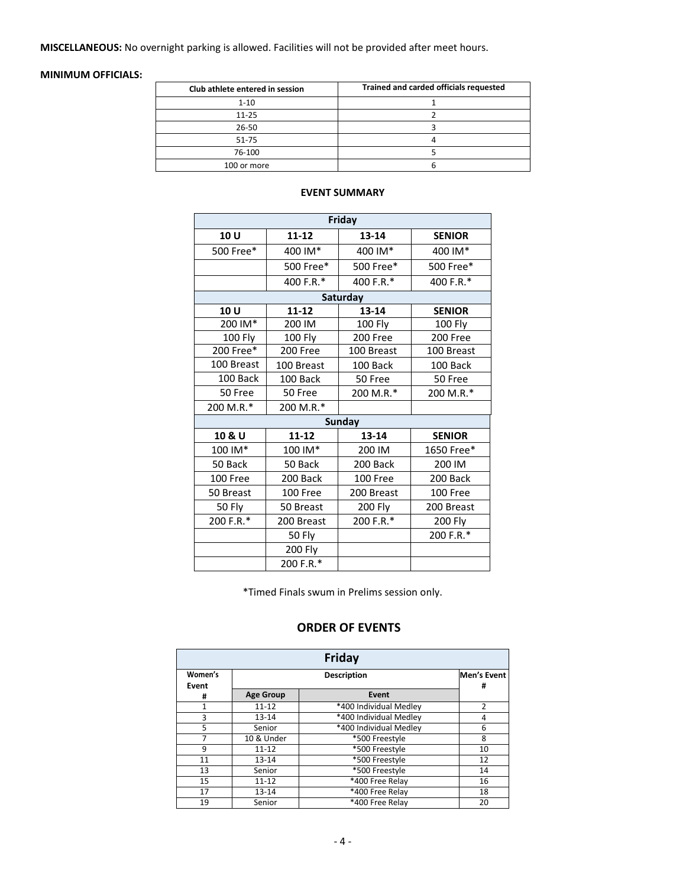**MISCELLANEOUS:** No overnight parking is allowed. Facilities will not be provided after meet hours.

**MINIMUM OFFICIALS:**

| Club athlete entered in session | Trained and carded officials requested |
|---|---|
| 1-10 | 1 |
| 11-25 | 2 |
| 26-50 | 3 |
| 51-75 | 4 |
| 76-100 | 5 |
| 100 or more | 6 |

### EVENT SUMMARY

| Friday | | | |
|---|---|---|---|
| **10 U** | **11-12** | **13-14** | **SENIOR** |
| 500 Free* | 400 IM* | 400 IM* | 400 IM* |
| | 500 Free* | 500 Free* | 500 Free* |
| | 400 F.R.* | 400 F.R.* | 400 F.R.* |
| **Saturday** | | | |
| **10 U** | **11-12** | **13-14** | **SENIOR** |
| 200 IM* | 200 IM | 100 Fly | 100 Fly |
| 100 Fly | 100 Fly | 200 Free | 200 Free |
| 200 Free* | 200 Free | 100 Breast | 100 Breast |
| 100 Breast | 100 Breast | 100 Back | 100 Back |
| 100 Back | 100 Back | 50 Free | 50 Free |
| 50 Free | 50 Free | 200 M.R.* | 200 M.R.* |
| 200 M.R.* | 200 M.R.* | | |
| **Sunday** | | | |
| **10 & U** | **11-12** | **13-14** | **SENIOR** |
| 100 IM* | 100 IM* | 200 IM | 1650 Free* |
| 50 Back | 50 Back | 200 Back | 200 IM |
| 100 Free | 200 Back | 100 Free | 200 Back |
| 50 Breast | 100 Free | 200 Breast | 100 Free |
| 50 Fly | 50 Breast | 200 Fly | 200 Breast |
| 200 F.R.* | 200 Breast | 200 F.R.* | 200 Fly |
| | 50 Fly | | 200 F.R.* |
| | 200 Fly | | |
| | 200 F.R.* | | |

*Timed Finals swum in Prelims session only.

## ORDER OF EVENTS

| Friday | | | |
|---|---|---|---|
| **Women's Event #** | **Description** | | **Men's Event #** |
| | **Age Group** | **Event** | |
| 1 | 11-12 | *400 Individual Medley | 2 |
| 3 | 13-14 | *400 Individual Medley | 4 |
| 5 | Senior | *400 Individual Medley | 6 |
| 7 | 10 & Under | *500 Freestyle | 8 |
| 9 | 11-12 | *500 Freestyle | 10 |
| 11 | 13-14 | *500 Freestyle | 12 |
| 13 | Senior | *500 Freestyle | 14 |
| 15 | 11-12 | *400 Free Relay | 16 |
| 17 | 13-14 | *400 Free Relay | 18 |
| 19 | Senior | *400 Free Relay | 20 |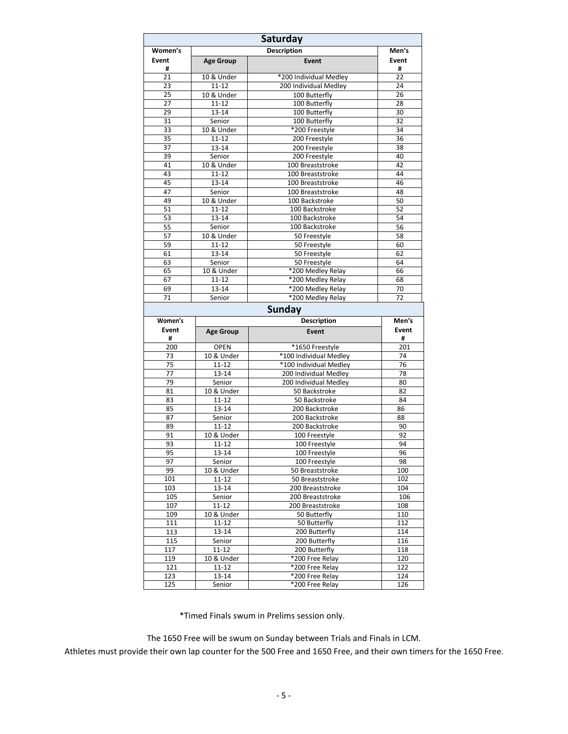## Saturday

| Women's Event # | Description | | Men's Event # |
|---|---|---|---|
| | Age Group | Event | |
| 21 | 10 & Under | *200 Individual Medley | 22 |
| 23 | 11-12 | 200 Individual Medley | 24 |
| 25 | 10 & Under | 100 Butterfly | 26 |
| 27 | 11-12 | 100 Butterfly | 28 |
| 29 | 13-14 | 100 Butterfly | 30 |
| 31 | Senior | 100 Butterfly | 32 |
| 33 | 10 & Under | *200 Freestyle | 34 |
| 35 | 11-12 | 200 Freestyle | 36 |
| 37 | 13-14 | 200 Freestyle | 38 |
| 39 | Senior | 200 Freestyle | 40 |
| 41 | 10 & Under | 100 Breaststroke | 42 |
| 43 | 11-12 | 100 Breaststroke | 44 |
| 45 | 13-14 | 100 Breaststroke | 46 |
| 47 | Senior | 100 Breaststroke | 48 |
| 49 | 10 & Under | 100 Backstroke | 50 |
| 51 | 11-12 | 100 Backstroke | 52 |
| 53 | 13-14 | 100 Backstroke | 54 |
| 55 | Senior | 100 Backstroke | 56 |
| 57 | 10 & Under | 50 Freestyle | 58 |
| 59 | 11-12 | 50 Freestyle | 60 |
| 61 | 13-14 | 50 Freestyle | 62 |
| 63 | Senior | 50 Freestyle | 64 |
| 65 | 10 & Under | *200 Medley Relay | 66 |
| 67 | 11-12 | *200 Medley Relay | 68 |
| 69 | 13-14 | *200 Medley Relay | 70 |
| 71 | Senior | *200 Medley Relay | 72 |

## Sunday

| Women's Event # | Description | | Men's Event # |
|---|---|---|---|
| | Age Group | Event | |
| 200 | OPEN | *1650 Freestyle | 201 |
| 73 | 10 & Under | *100 Individual Medley | 74 |
| 75 | 11-12 | *100 Individual Medley | 76 |
| 77 | 13-14 | 200 Individual Medley | 78 |
| 79 | Senior | 200 Individual Medley | 80 |
| 81 | 10 & Under | 50 Backstroke | 82 |
| 83 | 11-12 | 50 Backstroke | 84 |
| 85 | 13-14 | 200 Backstroke | 86 |
| 87 | Senior | 200 Backstroke | 88 |
| 89 | 11-12 | 200 Backstroke | 90 |
| 91 | 10 & Under | 100 Freestyle | 92 |
| 93 | 11-12 | 100 Freestyle | 94 |
| 95 | 13-14 | 100 Freestyle | 96 |
| 97 | Senior | 100 Freestyle | 98 |
| 99 | 10 & Under | 50 Breaststroke | 100 |
| 101 | 11-12 | 50 Breaststroke | 102 |
| 103 | 13-14 | 200 Breaststroke | 104 |
| 105 | Senior | 200 Breaststroke | 106 |
| 107 | 11-12 | 200 Breaststroke | 108 |
| 109 | 10 & Under | 50 Butterfly | 110 |
| 111 | 11-12 | 50 Butterfly | 112 |
| 113 | 13-14 | 200 Butterfly | 114 |
| 115 | Senior | 200 Butterfly | 116 |
| 117 | 11-12 | 200 Butterfly | 118 |
| 119 | 10 & Under | *200 Free Relay | 120 |
| 121 | 11-12 | *200 Free Relay | 122 |
| 123 | 13-14 | *200 Free Relay | 124 |
| 125 | Senior | *200 Free Relay | 126 |

*Timed Finals swum in Prelims session only.

The 1650 Free will be swum on Sunday between Trials and Finals in LCM.

Athletes must provide their own lap counter for the 500 Free and 1650 Free, and their own timers for the 1650 Free.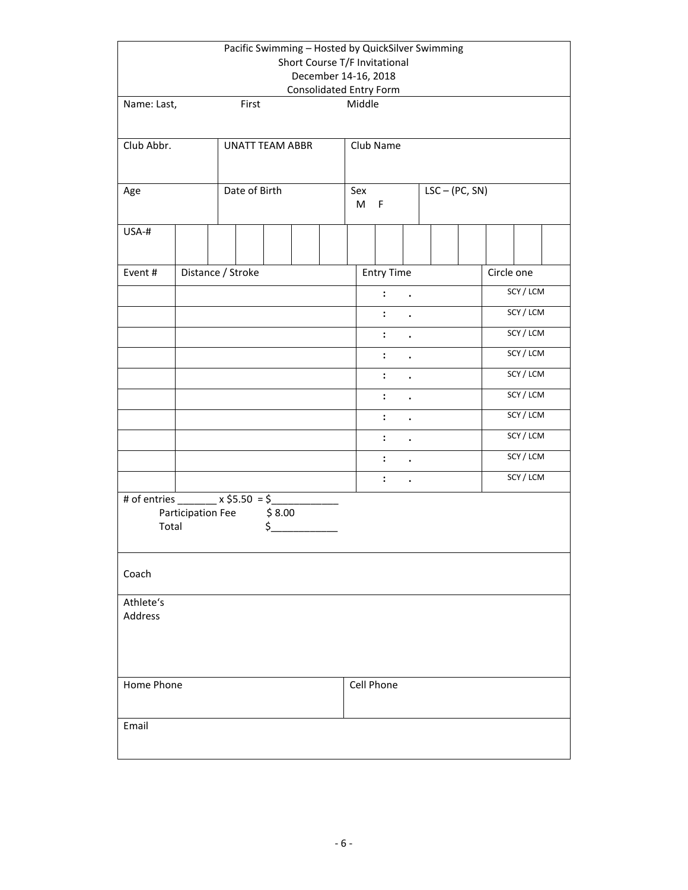Pacific Swimming – Hosted by QuickSilver Swimming
Short Course T/F Invitational
December 14-16, 2018
Consolidated Entry Form

| | | | |
|---|---|---|---|
| Name: Last, | First | Middle | |
| Club Abbr. | UNATT TEAM ABBR | Club Name | |
| Age | Date of Birth | Sex M F | LSC – (PC, SN) |

| | | | | | | | | | | | | | | |
|---|---|---|---|---|---|---|---|---|---|---|---|---|---|---|
| USA-# | | | | | | | | | | | | | | |

| Event # | Distance / Stroke | Entry Time | Circle one |
|---|---|---|---|
| | | : . | SCY / LCM |
| | | : . | SCY / LCM |
| | | : . | SCY / LCM |
| | | : . | SCY / LCM |
| | | : . | SCY / LCM |
| | | : . | SCY / LCM |
| | | : . | SCY / LCM |
| | | : . | SCY / LCM |
| | | : . | SCY / LCM |
| | | : . | SCY / LCM |

# of entries _______ x $5.50 = $____________
Participation Fee $ 8.00
Total $____________

Coach

Athlete's Address

| | |
|---|---|
| Home Phone | Cell Phone |

Email